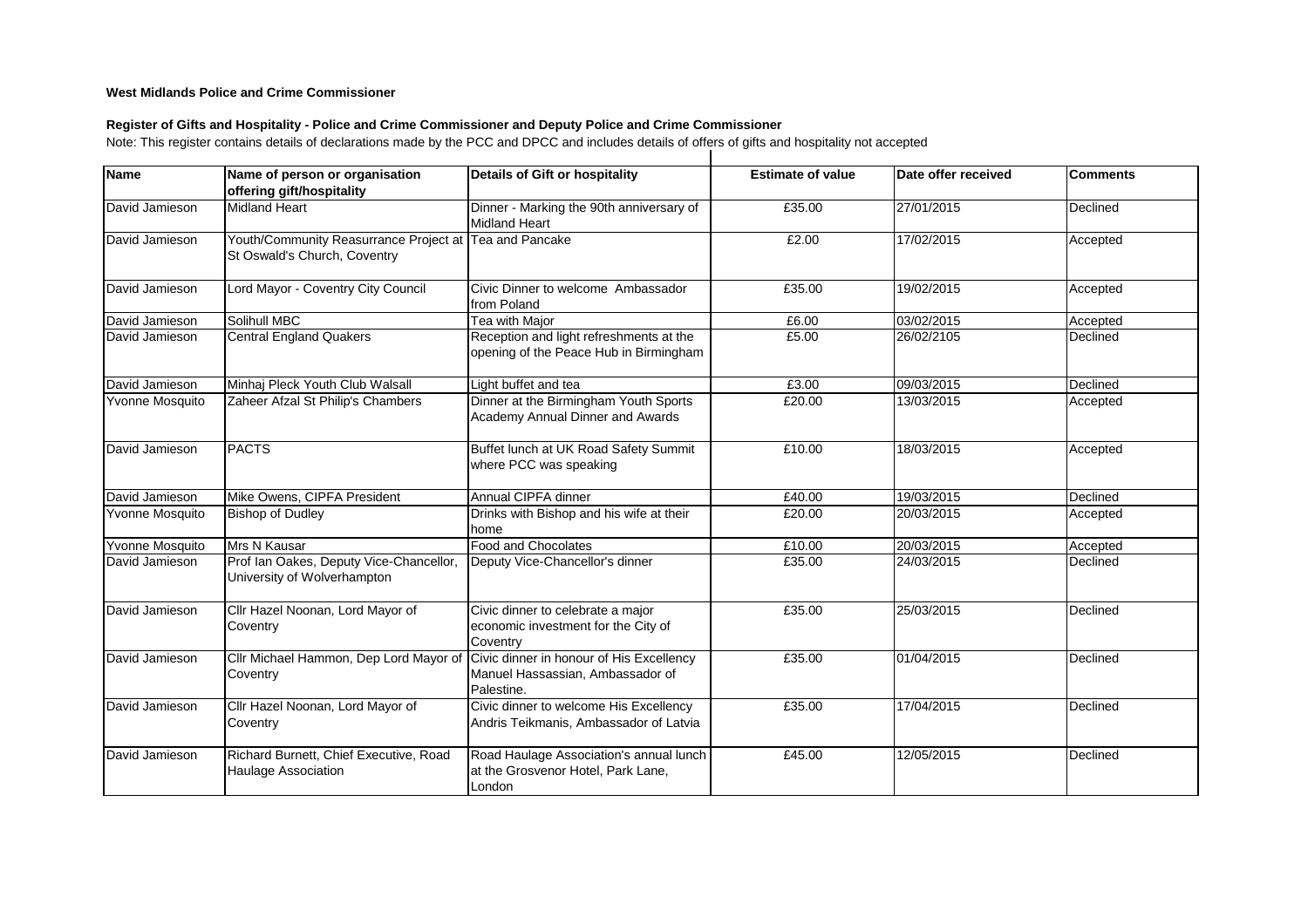**West Midlands Police and Crime Commissioner**

**Register of Gifts and Hospitality - Police and Crime Commissioner and Deputy Police and Crime Commissioner**

Note: This register contains details of declarations made by the PCC and DPCC and includes details of offers of gifts and hospitality not accepted

| Name | Name of person or organisation offering gift/hospitality | Details of Gift or hospitality | Estimate of value | Date offer received | Comments |
|---|---|---|---|---|---|
| David Jamieson | Midland Heart | Dinner - Marking the 90th anniversary of Midland Heart | £35.00 | 27/01/2015 | Declined |
| David Jamieson | Youth/Community Reasurrance Project at St Oswald's Church, Coventry | Tea and Pancake | £2.00 | 17/02/2015 | Accepted |
| David Jamieson | Lord Mayor - Coventry City Council | Civic Dinner to welcome Ambassador from Poland | £35.00 | 19/02/2015 | Accepted |
| David Jamieson | Solihull MBC | Tea with Major | £6.00 | 03/02/2015 | Accepted |
| David Jamieson | Central England Quakers | Reception and light refreshments at the opening of the Peace Hub in Birmingham | £5.00 | 26/02/2105 | Declined |
| David Jamieson | Minhaj Pleck Youth Club Walsall | Light buffet and tea | £3.00 | 09/03/2015 | Declined |
| Yvonne Mosquito | Zaheer Afzal St Philip's Chambers | Dinner at the Birmingham Youth Sports Academy Annual Dinner and Awards | £20.00 | 13/03/2015 | Accepted |
| David Jamieson | PACTS | Buffet lunch at UK Road Safety Summit where PCC was speaking | £10.00 | 18/03/2015 | Accepted |
| David Jamieson | Mike Owens, CIPFA President | Annual CIPFA dinner | £40.00 | 19/03/2015 | Declined |
| Yvonne Mosquito | Bishop of Dudley | Drinks with Bishop and his wife at their home | £20.00 | 20/03/2015 | Accepted |
| Yvonne Mosquito | Mrs N Kausar | Food and Chocolates | £10.00 | 20/03/2015 | Accepted |
| David Jamieson | Prof Ian Oakes, Deputy Vice-Chancellor, University of Wolverhampton | Deputy Vice-Chancellor's dinner | £35.00 | 24/03/2015 | Declined |
| David Jamieson | Cllr Hazel Noonan, Lord Mayor of Coventry | Civic dinner to celebrate a major economic investment for the City of Coventry | £35.00 | 25/03/2015 | Declined |
| David Jamieson | Cllr Michael Hammon, Dep Lord Mayor of Coventry | Civic dinner in honour of His Excellency Manuel Hassassian, Ambassador of Palestine. | £35.00 | 01/04/2015 | Declined |
| David Jamieson | Cllr Hazel Noonan, Lord Mayor of Coventry | Civic dinner to welcome His Excellency Andris Teikmanis, Ambassador of Latvia | £35.00 | 17/04/2015 | Declined |
| David Jamieson | Richard Burnett, Chief Executive, Road Haulage Association | Road Haulage Association's annual lunch at the Grosvenor Hotel, Park Lane, London | £45.00 | 12/05/2015 | Declined |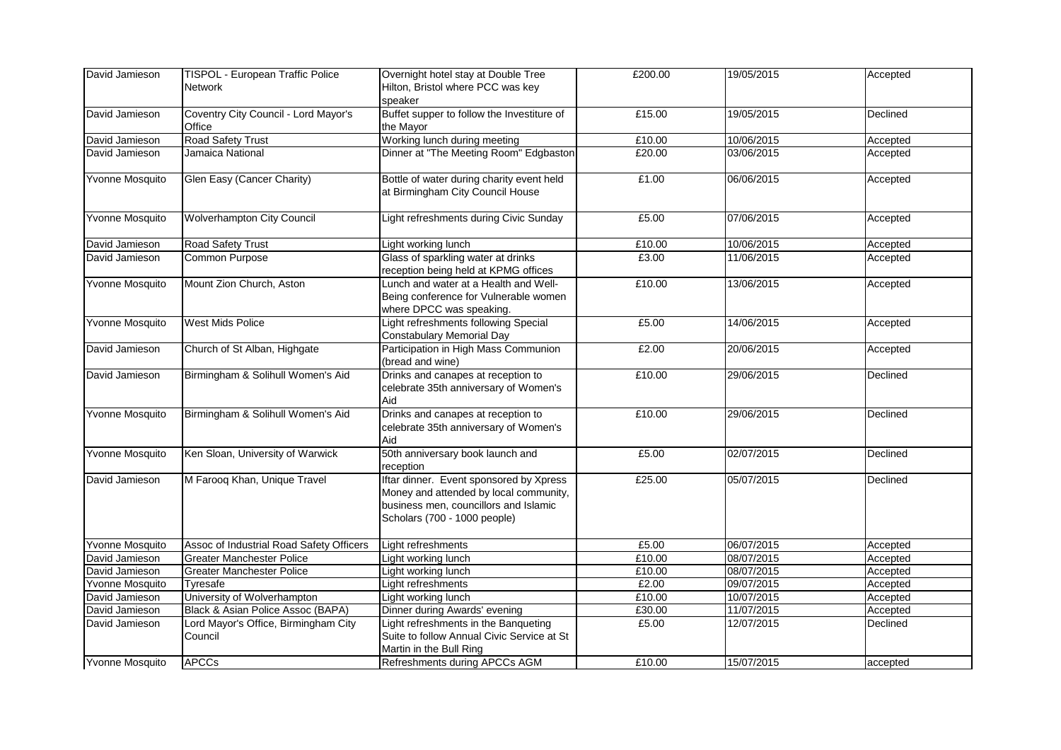| David Jamieson | TISPOL - European Traffic Police Network | Overnight hotel stay at Double Tree Hilton, Bristol where PCC was key speaker | £200.00 | 19/05/2015 | Accepted |
|---|---|---|---|---|---|
| David Jamieson | Coventry City Council - Lord Mayor's Office | Buffet supper to follow the Investiture of the Mayor | £15.00 | 19/05/2015 | Declined |
| David Jamieson | Road Safety Trust | Working lunch during meeting | £10.00 | 10/06/2015 | Accepted |
| David Jamieson | Jamaica National | Dinner at "The Meeting Room" Edgbaston | £20.00 | 03/06/2015 | Accepted |
| Yvonne Mosquito | Glen Easy (Cancer Charity) | Bottle of water during charity event held at Birmingham City Council House | £1.00 | 06/06/2015 | Accepted |
| Yvonne Mosquito | Wolverhampton City Council | Light refreshments during Civic Sunday | £5.00 | 07/06/2015 | Accepted |
| David Jamieson | Road Safety Trust | Light working lunch | £10.00 | 10/06/2015 | Accepted |
| David Jamieson | Common Purpose | Glass of sparkling water at drinks reception being held at KPMG offices | £3.00 | 11/06/2015 | Accepted |
| Yvonne Mosquito | Mount Zion Church, Aston | Lunch and water at a Health and Well-Being conference for Vulnerable women where DPCC was speaking. | £10.00 | 13/06/2015 | Accepted |
| Yvonne Mosquito | West Mids Police | Light refreshments following Special Constabulary Memorial Day | £5.00 | 14/06/2015 | Accepted |
| David Jamieson | Church of St Alban, Highgate | Participation in High Mass Communion (bread and wine) | £2.00 | 20/06/2015 | Accepted |
| David Jamieson | Birmingham & Solihull Women's Aid | Drinks and canapes at reception to celebrate 35th anniversary of Women's Aid | £10.00 | 29/06/2015 | Declined |
| Yvonne Mosquito | Birmingham & Solihull Women's Aid | Drinks and canapes at reception to celebrate 35th anniversary of Women's Aid | £10.00 | 29/06/2015 | Declined |
| Yvonne Mosquito | Ken Sloan, University of Warwick | 50th anniversary book launch and reception | £5.00 | 02/07/2015 | Declined |
| David Jamieson | M Farooq Khan, Unique Travel | Iftar dinner. Event sponsored by Xpress Money and attended by local community, business men, councillors and Islamic Scholars (700 - 1000 people) | £25.00 | 05/07/2015 | Declined |
| Yvonne Mosquito | Assoc of Industrial Road Safety Officers | Light refreshments | £5.00 | 06/07/2015 | Accepted |
| David Jamieson | Greater Manchester Police | Light working lunch | £10.00 | 08/07/2015 | Accepted |
| David Jamieson | Greater Manchester Police | Light working lunch | £10.00 | 08/07/2015 | Accepted |
| Yvonne Mosquito | Tyresafe | Light refreshments | £2.00 | 09/07/2015 | Accepted |
| David Jamieson | University of Wolverhampton | Light working lunch | £10.00 | 10/07/2015 | Accepted |
| David Jamieson | Black & Asian Police Assoc (BAPA) | Dinner during Awards' evening | £30.00 | 11/07/2015 | Accepted |
| David Jamieson | Lord Mayor's Office, Birmingham City Council | Light refreshments in the Banqueting Suite to follow Annual Civic Service at St Martin in the Bull Ring | £5.00 | 12/07/2015 | Declined |
| Yvonne Mosquito | APCCs | Refreshments during APCCs AGM | £10.00 | 15/07/2015 | accepted |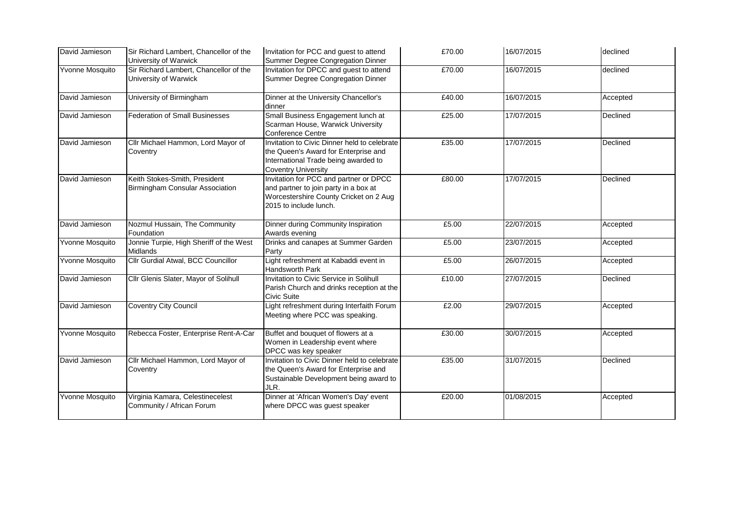| David Jamieson | Sir Richard Lambert, Chancellor of the University of Warwick | Invitation for PCC and guest to attend Summer Degree Congregation Dinner | £70.00 | 16/07/2015 | declined |
|---|---|---|---|---|---|
| Yvonne Mosquito | Sir Richard Lambert, Chancellor of the University of Warwick | Invitation for DPCC and guest to attend Summer Degree Congregation Dinner | £70.00 | 16/07/2015 | declined |
| David Jamieson | University of Birmingham | Dinner at the University Chancellor's dinner | £40.00 | 16/07/2015 | Accepted |
| David Jamieson | Federation of Small Businesses | Small Business Engagement lunch at Scarman House, Warwick University Conference Centre | £25.00 | 17/07/2015 | Declined |
| David Jamieson | Cllr Michael Hammon, Lord Mayor of Coventry | Invitation to Civic Dinner held to celebrate the Queen's Award for Enterprise and International Trade being awarded to Coventry University | £35.00 | 17/07/2015 | Declined |
| David Jamieson | Keith Stokes-Smith, President Birmingham Consular Association | Invitation for PCC and partner or DPCC and partner to join party in a box at Worcestershire County Cricket on 2 Aug 2015 to include lunch. | £80.00 | 17/07/2015 | Declined |
| David Jamieson | Nozmul Hussain, The Community Foundation | Dinner during Community Inspiration Awards evening | £5.00 | 22/07/2015 | Accepted |
| Yvonne Mosquito | Jonnie Turpie, High Sheriff of the West Midlands | Drinks and canapes at Summer Garden Party | £5.00 | 23/07/2015 | Accepted |
| Yvonne Mosquito | Cllr Gurdial Atwal, BCC Councillor | Light refreshment at Kabaddi event in Handsworth Park | £5.00 | 26/07/2015 | Accepted |
| David Jamieson | Cllr Glenis Slater, Mayor of Solihull | Invitation to Civic Service in Solihull Parish Church and drinks reception at the Civic Suite | £10.00 | 27/07/2015 | Declined |
| David Jamieson | Coventry City Council | Light refreshment during Interfaith Forum Meeting where PCC was speaking. | £2.00 | 29/07/2015 | Accepted |
| Yvonne Mosquito | Rebecca Foster, Enterprise Rent-A-Car | Buffet and bouquet of flowers at a Women in Leadership event where DPCC was key speaker | £30.00 | 30/07/2015 | Accepted |
| David Jamieson | Cllr Michael Hammon, Lord Mayor of Coventry | Invitation to Civic Dinner held to celebrate the Queen's Award for Enterprise and Sustainable Development being award to JLR. | £35.00 | 31/07/2015 | Declined |
| Yvonne Mosquito | Virginia Kamara, Celestinecelest Community / African Forum | Dinner at 'African Women's Day' event where DPCC was guest speaker | £20.00 | 01/08/2015 | Accepted |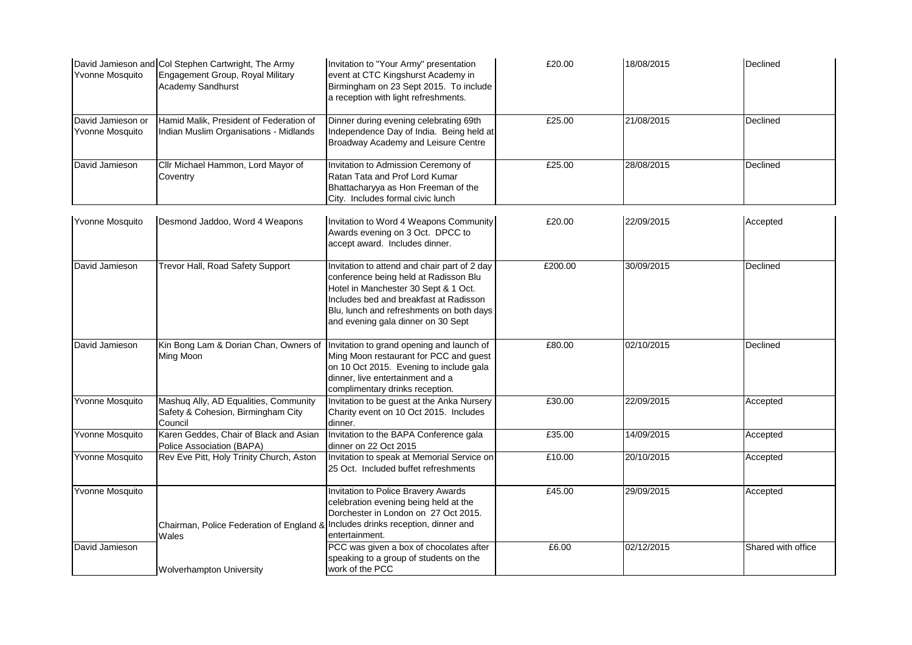| | | | | | |
|---|---|---|---|---|---|
| David Jamieson and Yvonne Mosquito | Col Stephen Cartwright, The Army Engagement Group, Royal Military Academy Sandhurst | Invitation to "Your Army" presentation event at CTC Kingshurst Academy in Birmingham on 23 Sept 2015. To include a reception with light refreshments. | £20.00 | 18/08/2015 | Declined |
| David Jamieson or Yvonne Mosquito | Hamid Malik, President of Federation of Indian Muslim Organisations - Midlands | Dinner during evening celebrating 69th Independence Day of India. Being held at Broadway Academy and Leisure Centre | £25.00 | 21/08/2015 | Declined |
| David Jamieson | Cllr Michael Hammon, Lord Mayor of Coventry | Invitation to Admission Ceremony of Ratan Tata and Prof Lord Kumar Bhattacharyya as Hon Freeman of the City. Includes formal civic lunch | £25.00 | 28/08/2015 | Declined |
| Yvonne Mosquito | Desmond Jaddoo, Word 4 Weapons | Invitation to Word 4 Weapons Community Awards evening on 3 Oct. DPCC to accept award. Includes dinner. | £20.00 | 22/09/2015 | Accepted |
| David Jamieson | Trevor Hall, Road Safety Support | Invitation to attend and chair part of 2 day conference being held at Radisson Blu Hotel in Manchester 30 Sept & 1 Oct. Includes bed and breakfast at Radisson Blu, lunch and refreshments on both days and evening gala dinner on 30 Sept | £200.00 | 30/09/2015 | Declined |
| David Jamieson | Kin Bong Lam & Dorian Chan, Owners of Ming Moon | Invitation to grand opening and launch of Ming Moon restaurant for PCC and guest on 10 Oct 2015. Evening to include gala dinner, live entertainment and a complimentary drinks reception. | £80.00 | 02/10/2015 | Declined |
| Yvonne Mosquito | Mashuq Ally, AD Equalities, Community Safety & Cohesion, Birmingham City Council | Invitation to be guest at the Anka Nursery Charity event on 10 Oct 2015. Includes dinner. | £30.00 | 22/09/2015 | Accepted |
| Yvonne Mosquito | Karen Geddes, Chair of Black and Asian Police Association (BAPA) | Invitation to the BAPA Conference gala dinner on 22 Oct 2015 | £35.00 | 14/09/2015 | Accepted |
| Yvonne Mosquito | Rev Eve Pitt, Holy Trinity Church, Aston | Invitation to speak at Memorial Service on 25 Oct. Included buffet refreshments | £10.00 | 20/10/2015 | Accepted |
| Yvonne Mosquito | Chairman, Police Federation of England & Wales | Invitation to Police Bravery Awards celebration evening being held at the Dorchester in London on 27 Oct 2015. Includes drinks reception, dinner and entertainment. | £45.00 | 29/09/2015 | Accepted |
| David Jamieson | Wolverhampton University | PCC was given a box of chocolates after speaking to a group of students on the work of the PCC | £6.00 | 02/12/2015 | Shared with office |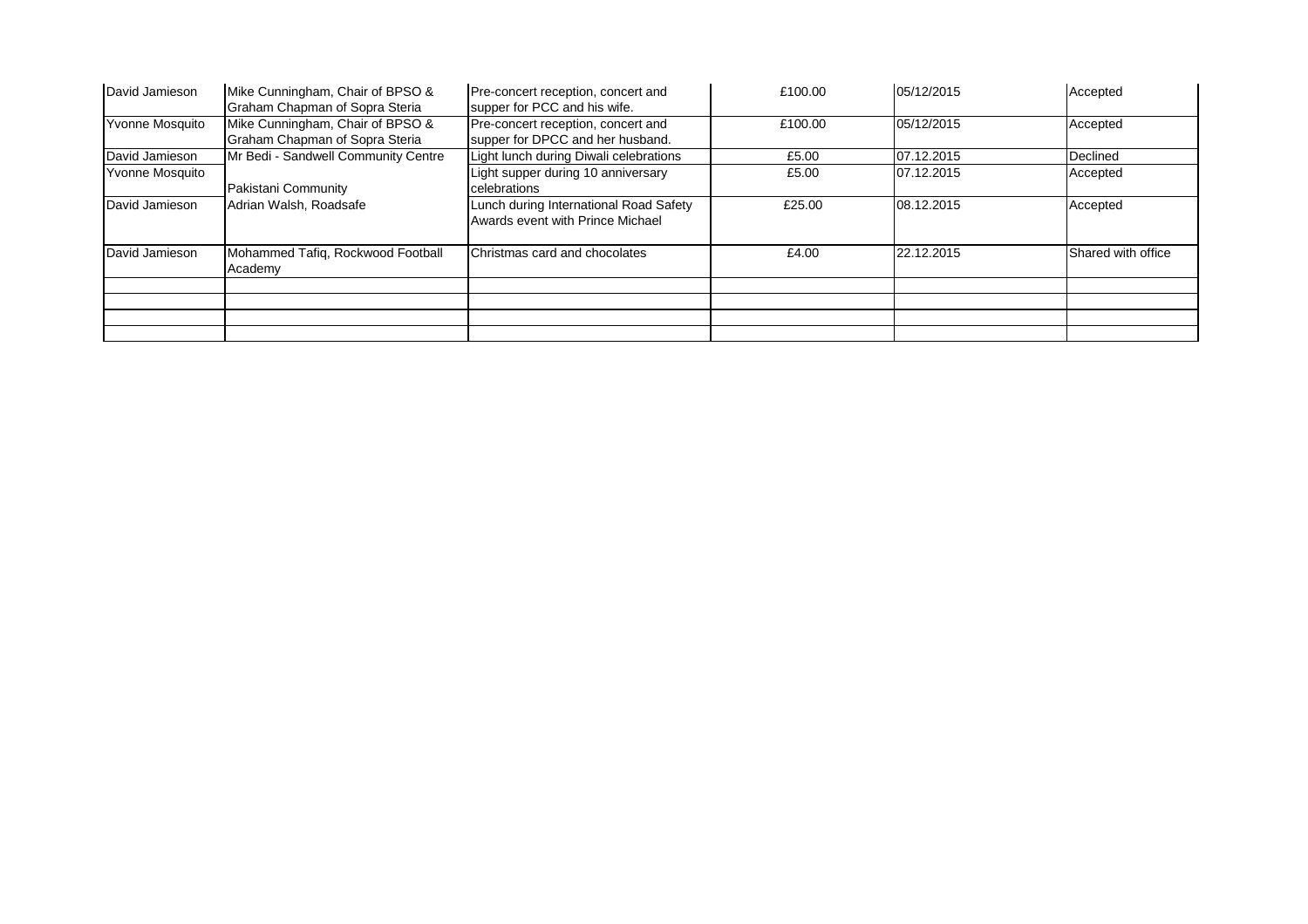| | | | | | |
|---|---|---|---|---|---|
| David Jamieson | Mike Cunningham, Chair of BPSO & Graham Chapman of Sopra Steria | Pre-concert reception, concert and supper for PCC and his wife. | £100.00 | 05/12/2015 | Accepted |
| Yvonne Mosquito | Mike Cunningham, Chair of BPSO & Graham Chapman of Sopra Steria | Pre-concert reception, concert and supper for DPCC and her husband. | £100.00 | 05/12/2015 | Accepted |
| David Jamieson | Mr Bedi - Sandwell Community Centre | Light lunch during Diwali celebrations | £5.00 | 07.12.2015 | Declined |
| Yvonne Mosquito | Pakistani Community | Light supper during 10 anniversary celebrations | £5.00 | 07.12.2015 | Accepted |
| David Jamieson | Adrian Walsh, Roadsafe | Lunch during International Road Safety Awards event with Prince Michael | £25.00 | 08.12.2015 | Accepted |
| David Jamieson | Mohammed Tafiq, Rockwood Football Academy | Christmas card and chocolates | £4.00 | 22.12.2015 | Shared with office |
| | | | | | |
| | | | | | |
| | | | | | |
| | | | | | |